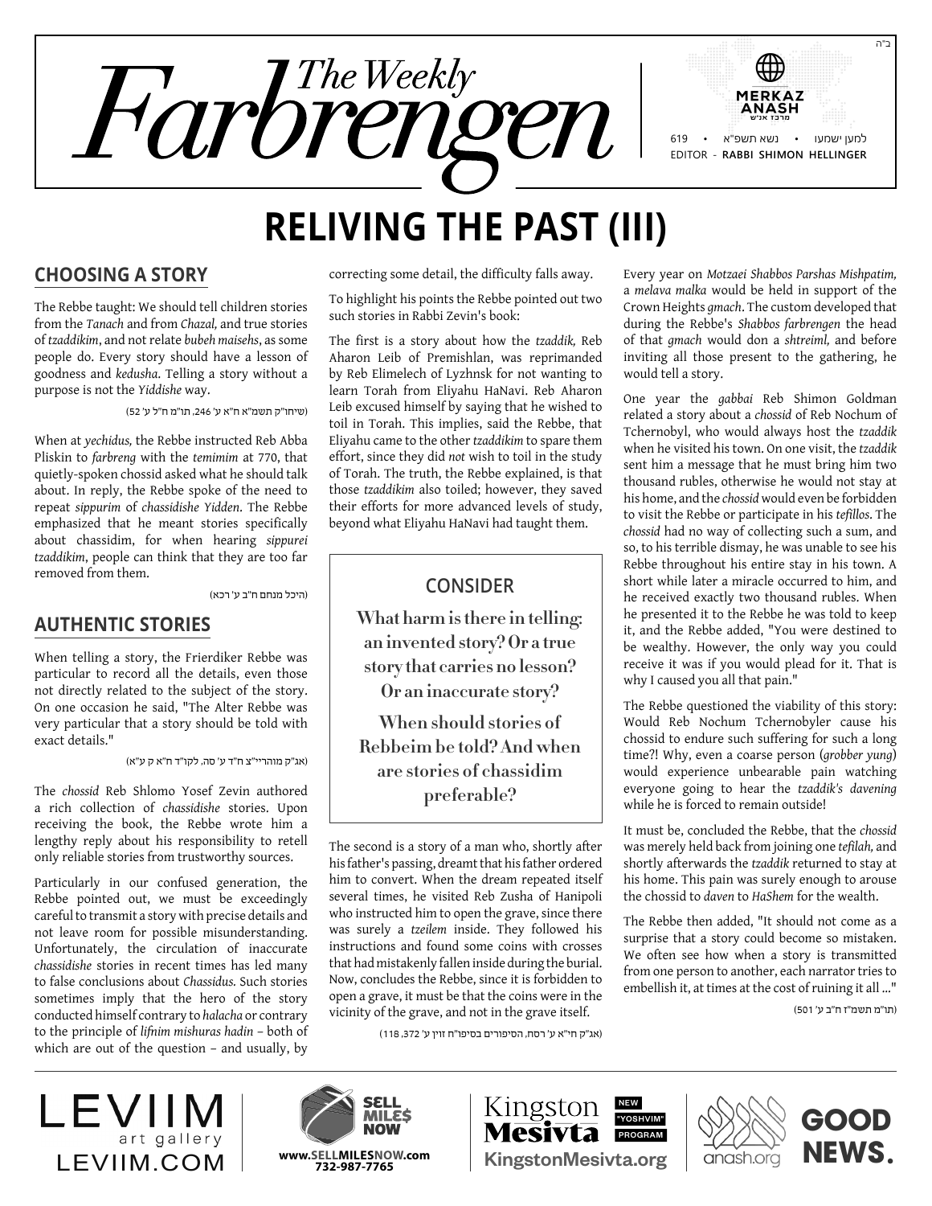ב"ה

# The Weekly Farbrengen

619 • נשא תשפ"א • למען ישמעו
EDITOR - **RABBI SHIMON HELLINGER**

# RELIVING THE PAST (III)

## CHOOSING A STORY

The Rebbe taught: We should tell children stories from the *Tanach* and from *Chazal,* and true stories of *tzaddikim*, and not relate *bubeh maisehs*, as some people do. Every story should have a lesson of goodness and *kedusha*. Telling a story without a purpose is not the *Yiddishe* way.

(שיחו"ק תשמ"א ח"א ע' 246, תו"מ ח"ל ע' 52)

When at *yechidus,* the Rebbe instructed Reb Abba Pliskin to *farbreng* with the *temimim* at 770, that quietly-spoken chossid asked what he should talk about. In reply, the Rebbe spoke of the need to repeat *sippurim* of *chassidishe Yidden*. The Rebbe emphasized that he meant stories specifically about chassidim, for when hearing *sippurei tzaddikim*, people can think that they are too far removed from them.

(היכל מנחם ח"ב ע' רכא)

## AUTHENTIC STORIES

When telling a story, the Frierdiker Rebbe was particular to record all the details, even those not directly related to the subject of the story. On one occasion he said, "The Alter Rebbe was very particular that a story should be told with exact details."

(אג"ק מוהריי"צ ח"ד ע' סה, לקו"ד ח"א ק ע"א)

The *chossid* Reb Shlomo Yosef Zevin authored a rich collection of *chassidishe* stories. Upon receiving the book, the Rebbe wrote him a lengthy reply about his responsibility to retell only reliable stories from trustworthy sources.

Particularly in our confused generation, the Rebbe pointed out, we must be exceedingly careful to transmit a story with precise details and not leave room for possible misunderstanding. Unfortunately, the circulation of inaccurate *chassidishe* stories in recent times has led many to false conclusions about *Chassidus.* Such stories sometimes imply that the hero of the story conducted himself contrary to *halacha* or contrary to the principle of *lifnim mishuras hadin* – both of which are out of the question – and usually, by correcting some detail, the difficulty falls away.

To highlight his points the Rebbe pointed out two such stories in Rabbi Zevin's book:

The first is a story about how the *tzaddik,* Reb Aharon Leib of Premishlan, was reprimanded by Reb Elimelech of Lyzhnsk for not wanting to learn Torah from Eliyahu HaNavi. Reb Aharon Leib excused himself by saying that he wished to toil in Torah. This implies, said the Rebbe, that Eliyahu came to the other *tzaddikim* to spare them effort, since they did *not* wish to toil in the study of Torah. The truth, the Rebbe explained, is that those *tzaddikim* also toiled; however, they saved their efforts for more advanced levels of study, beyond what Eliyahu HaNavi had taught them.

> ### CONSIDER
>
> **What harm is there in telling an invented story? Or a true story that carries no lesson? Or an inaccurate story?**
>
> **When should stories of Rebbeim be told? And when are stories of chassidim preferable?**

The second is a story of a man who, shortly after his father's passing, dreamt that his father ordered him to convert. When the dream repeated itself several times, he visited Reb Zusha of Hanipoli who instructed him to open the grave, since there was surely a *tzeilem* inside. They followed his instructions and found some coins with crosses that had mistakenly fallen inside during the burial. Now, concludes the Rebbe, since it is forbidden to open a grave, it must be that the coins were in the vicinity of the grave, and not in the grave itself.

(אג"ק חי"א ע' רסח, הסיפורים בסיפו"ח זוין ע' 372, 118)

Every year on *Motzaei Shabbos Parshas Mishpatim,* a *melava malka* would be held in support of the Crown Heights *gmach*. The custom developed that during the Rebbe's *Shabbos farbrengen* the head of that *gmach* would don a *shtreiml,* and before inviting all those present to the gathering, he would tell a story.

One year the *gabbai* Reb Shimon Goldman related a story about a *chossid* of Reb Nochum of Tchernobyl, who would always host the *tzaddik* when he visited his town. On one visit, the *tzaddik* sent him a message that he must bring him two thousand rubles, otherwise he would not stay at his home, and the *chossid* would even be forbidden to visit the Rebbe or participate in his *tefillos*. The *chossid* had no way of collecting such a sum, and so, to his terrible dismay, he was unable to see his Rebbe throughout his entire stay in his town. A short while later a miracle occurred to him, and he received exactly two thousand rubles. When he presented it to the Rebbe he was told to keep it, and the Rebbe added, "You were destined to be wealthy. However, the only way you could receive it was if you would plead for it. That is why I caused you all that pain."

The Rebbe questioned the viability of this story: Would Reb Nochum Tchernobyler cause his chossid to endure such suffering for such a long time?! Why, even a coarse person (*grobber yung*) would experience unbearable pain watching everyone going to hear the *tzaddik's davening* while he is forced to remain outside!

It must be, concluded the Rebbe, that the *chossid* was merely held back from joining one *tefilah,* and shortly afterwards the *tzaddik* returned to stay at his home. This pain was surely enough to arouse the chossid to *daven* to *HaShem* for the wealth.

The Rebbe then added, "It should not come as a surprise that a story could become so mistaken. We often see how when a story is transmitted from one person to another, each narrator tries to embellish it, at times at the cost of ruining it all ..."

(תו"מ תשמ"ז ח"ב ע' 501)

LEVIIM art gallery LEVIIM.COM | SELL MILES NOW www.SELLMILESNOW.com 732-987-7765 | Kingston Mesivta NEW "YOSHVIM" PROGRAM KingstonMesivta.org | anash.org GOOD NEWS.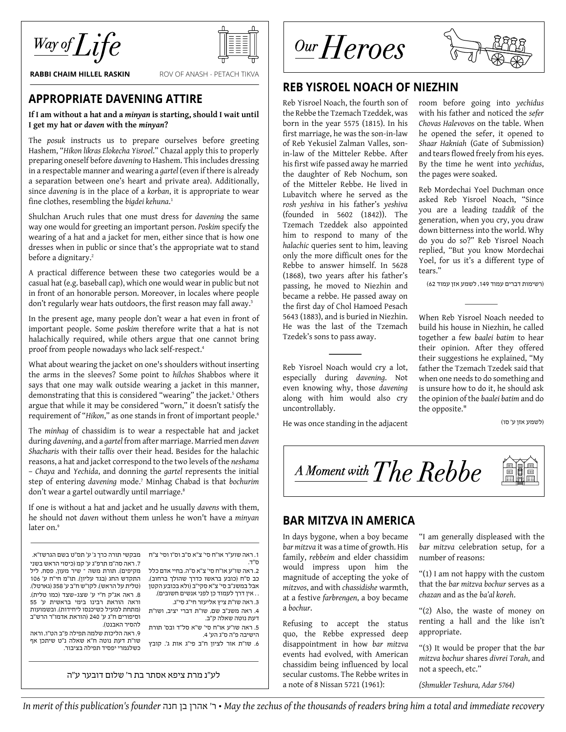# Way of Life

**RABBI CHAIM HILLEL RASKIN** ROV OF ANASH - PETACH TIKVA

## APPROPRIATE DAVENING ATTIRE

**If I am without a hat and a *minyan* is starting, should I wait until I get my hat or *daven* with the *minyan*?**

The *posuk* instructs us to prepare ourselves before greeting Hashem, "*Hikon likras Elokecha Yisroel*." Chazal apply this to properly preparing oneself before *davening* to Hashem. This includes dressing in a respectable manner and wearing a *gartel* (even if there is already a separation between one's heart and private area). Additionally, since *davening* is in the place of a *korban*, it is appropriate to wear fine clothes, resembling the *bigdei kehuna*.[1]

Shulchan Aruch rules that one must dress for *davening* the same way one would for greeting an important person. *Poskim* specify the wearing of a hat and a jacket for men, either since that is how one dresses when in public or since that's the appropriate wat to stand before a dignitary.[2]

A practical difference between these two categories would be a casual hat (e.g. baseball cap), which one would wear in public but not in front of an honorable person. Moreover, in locales where people don't regularly wear hats outdoors, the first reason may fall away.[3]

In the present age, many people don't wear a hat even in front of important people. Some *poskim* therefore write that a hat is not halachically required, while others argue that one cannot bring proof from people nowadays who lack self-respect.[4]

What about wearing the jacket on one's shoulders without inserting the arms in the sleeves? Some point to *hilchos* Shabbos where it says that one may walk outside wearing a jacket in this manner, demonstrating that this is considered "wearing" the jacket.[5] Others argue that while it may be considered "worn," it doesn't satisfy the requirement of "*Hikon*," as one stands in front of important people.[6]

The *minhag* of chassidim is to wear a respectable hat and jacket during *davening*, and a *gartel* from after marriage. Married men *daven Shacharis* with their *tallis* over their head. Besides for the halachic reasons, a hat and jacket correspond to the two levels of the *neshama* – *Chaya* and *Yechida*, and donning the *gartel* represents the initial step of entering *davening* mode.[7] Minhag Chabad is that *bochurim* don't wear a gartel outwardly until marriage.[8]

If one is without a hat and jacket and he usually *davens* with them, he should not *daven* without them unless he won't have a *minyan* later on.[9]

1. ראה שוע"ר או"ח סי' צ"א ס"ב וס"ו וסי' צ"ח ס"ד.
2. ראה שו"ע או"ח סי' צ"א ס"ה. בחיי אדם כלל כב ס"ח (כובע בראשו כדרך שהולך ברחוב), אבל במשנ"ב סי' צ"א סק"ב (ולא בכובע הקטן . . אין דרך לעמוד כן לפני אנשים חשובים).
3. ראה שו"ת ציץ אליעזר ח"י"ג סי' ג.
4. ראה משנ"ב שם, שו"ת דברי יציב, ושו"ת דעת נוטה שאלה ק"ב.
5. ראה שו"ע או"ח סי' ש"א סל"ד ובס' תורת הישיבה פ"ה ס"ג הע' 4.
6. שו"ת אור לציון ח"ב פי"ג אות ג'. קובץ מבקשי תורה כרך ג' ע' תס"ט בשם הגרשז"א.
7. ראה סה"מ תרפ"ג ע' קמ (כיסוי הראש בשני מקיפים). תורת משה - שיר מעון, פסח, ליל התקדש החג (בגד עליון). תו"מ ח"ו ע' 106 (טלית על הראש). לקו"ש ח"ב ע' 358 (גארטל).
8. ראה אג"ק ח"י ע' שצג-שצד (כמו טלית). וראה הוראת רבינו בימי בראשית ע' 55 (מתחת למעיל כשיכנסו ליחידות). ובשמועות וסיפורים ח"ג ע' 240 (הוראת אדמו"ר הרש"ב להסיר האבנט).
9. ראה הליכות שלמה תפילה פ"ב הט"ו, וראה שו"ת דעת נוטה ח"א שאלה נ"ט שיתכן אף כשלגמרי יפסיד תפילה בציבור.

לע"נ מרת ציפא אסתר בת ר' שלום דובער ע"ה

# Our Heroes

## REB YISROEL NOACH OF NIEZHIN

Reb Yisroel Noach, the fourth son of the Rebbe the Tzemach Tzeddek, was born in the year 5575 (1815). In his first marriage, he was the son-in-law of Reb Yekusiel Zalman Valles, son-in-law of the Mitteler Rebbe. After his first wife passed away he married the daughter of Reb Nochum, son of the Mitteler Rebbe. He lived in Lubavitch where he served as the *rosh yeshiva* in his father's *yeshiva* (founded in 5602 (1842)). The Tzemach Tzeddek also appointed him to respond to many of the *halachic* queries sent to him, leaving only the more difficult ones for the Rebbe to answer himself. In 5628 (1868), two years after his father's passing, he moved to Niezhin and became a rebbe. He passed away on the first day of Chol Hamoed Pesach 5643 (1883), and is buried in Niezhin. He was the last of the Tzemach Tzedek's sons to pass away.

---

Reb Yisroel Noach would cry a lot, especially during *davening*. Not even knowing why, those *davening* along with him would also cry uncontrollably.

He was once standing in the adjacent room before going into *yechidus* with his father and noticed the *sefer Chovas Halevovos* on the table. When he opened the sefer, it opened to *Shaar Hakniah* (Gate of Submission) and tears flowed freely from his eyes. By the time he went into *yechidus*, the pages were soaked.

Reb Mordechai Yoel Duchman once asked Reb Yisroel Noach, "Since you are a leading *tzaddik* of the generation, when you cry, you draw down bitterness into the world. Why do you do so?" Reb Yisroel Noach replied, "But you know Mordechai Yoel, for us it's a different type of tears."

(רשימות דברים עמוד 149, לשמע אזן עמוד 62)

---

When Reb Yisroel Noach needed to build his house in Niezhin, he called together a few *baalei batim* to hear their opinion. After they offered their suggestions he explained, "My father the Tzemach Tzedek said that when one needs to do something and is unsure how to do it, he should ask the opinion of the *baalei batim* and do the opposite."

(לשמע אזן ע' סו)

# A Moment with The Rebbe

## BAR MITZVA IN AMERICA

In days bygone, when a boy became *bar mitzva* it was a time of growth. His family, *rebbeim* and elder chassidim would impress upon him the magnitude of accepting the yoke of *mitzvos*, and with *chassidishe* warmth, at a festive *farbrengen*, a boy became a *bochur*.

Refusing to accept the status quo, the Rebbe expressed deep disappointment in how *bar mitzva* events had evolved, with American chassidim being influenced by local secular customs. The Rebbe writes in a note of 8 Nissan 5721 (1961):

"I am generally displeased with the *bar mitzva* celebration setup, for a number of reasons:

"(1) I am not happy with the custom that the *bar mitzva bochur* serves as a *chazan* and as the *ba'al koreh*.

"(2) Also, the waste of money on renting a hall and the like isn't appropriate.

"(3) It would be proper that the *bar mitzva bochur* shares *divrei Torah*, and not a speech, etc."

*(Shmukler Teshura, Adar 5764)*

*In merit of this publication's founder* ר' אהרן בן חנה • *May the zechus of the thousands of readers bring him a total and immediate recovery*